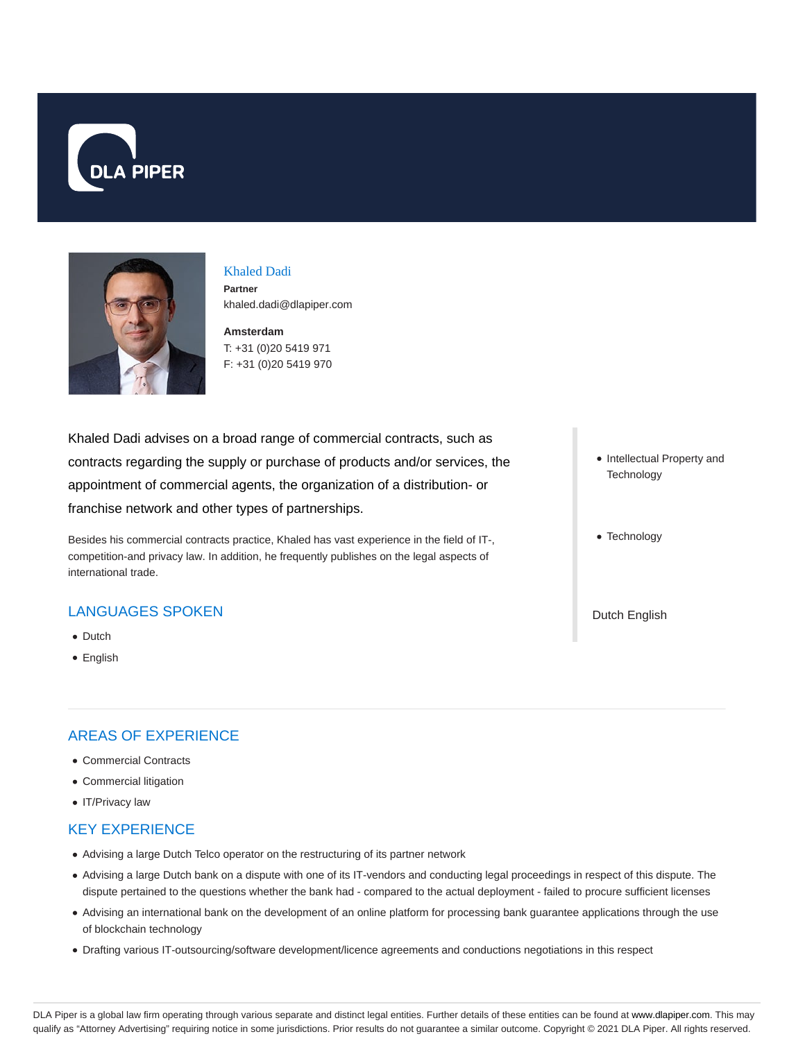# Khaled Dadi

**Partner**
khaled.dadi@dlapiper.com

**Amsterdam**
T: +31 (0)20 5419 971
F: +31 (0)20 5419 970

Khaled Dadi advises on a broad range of commercial contracts, such as contracts regarding the supply or purchase of products and/or services, the appointment of commercial agents, the organization of a distribution- or franchise network and other types of partnerships.

Besides his commercial contracts practice, Khaled has vast experience in the field of IT-, competition-and privacy law. In addition, he frequently publishes on the legal aspects of international trade.

- Intellectual Property and Technology
- Technology

Dutch English

## LANGUAGES SPOKEN

- Dutch
- English

## AREAS OF EXPERIENCE

- Commercial Contracts
- Commercial litigation
- IT/Privacy law

## KEY EXPERIENCE

- Advising a large Dutch Telco operator on the restructuring of its partner network
- Advising a large Dutch bank on a dispute with one of its IT-vendors and conducting legal proceedings in respect of this dispute. The dispute pertained to the questions whether the bank had - compared to the actual deployment - failed to procure sufficient licenses
- Advising an international bank on the development of an online platform for processing bank guarantee applications through the use of blockchain technology
- Drafting various IT-outsourcing/software development/licence agreements and conductions negotiations in this respect

DLA Piper is a global law firm operating through various separate and distinct legal entities. Further details of these entities can be found at www.dlapiper.com. This may qualify as "Attorney Advertising" requiring notice in some jurisdictions. Prior results do not guarantee a similar outcome. Copyright © 2021 DLA Piper. All rights reserved.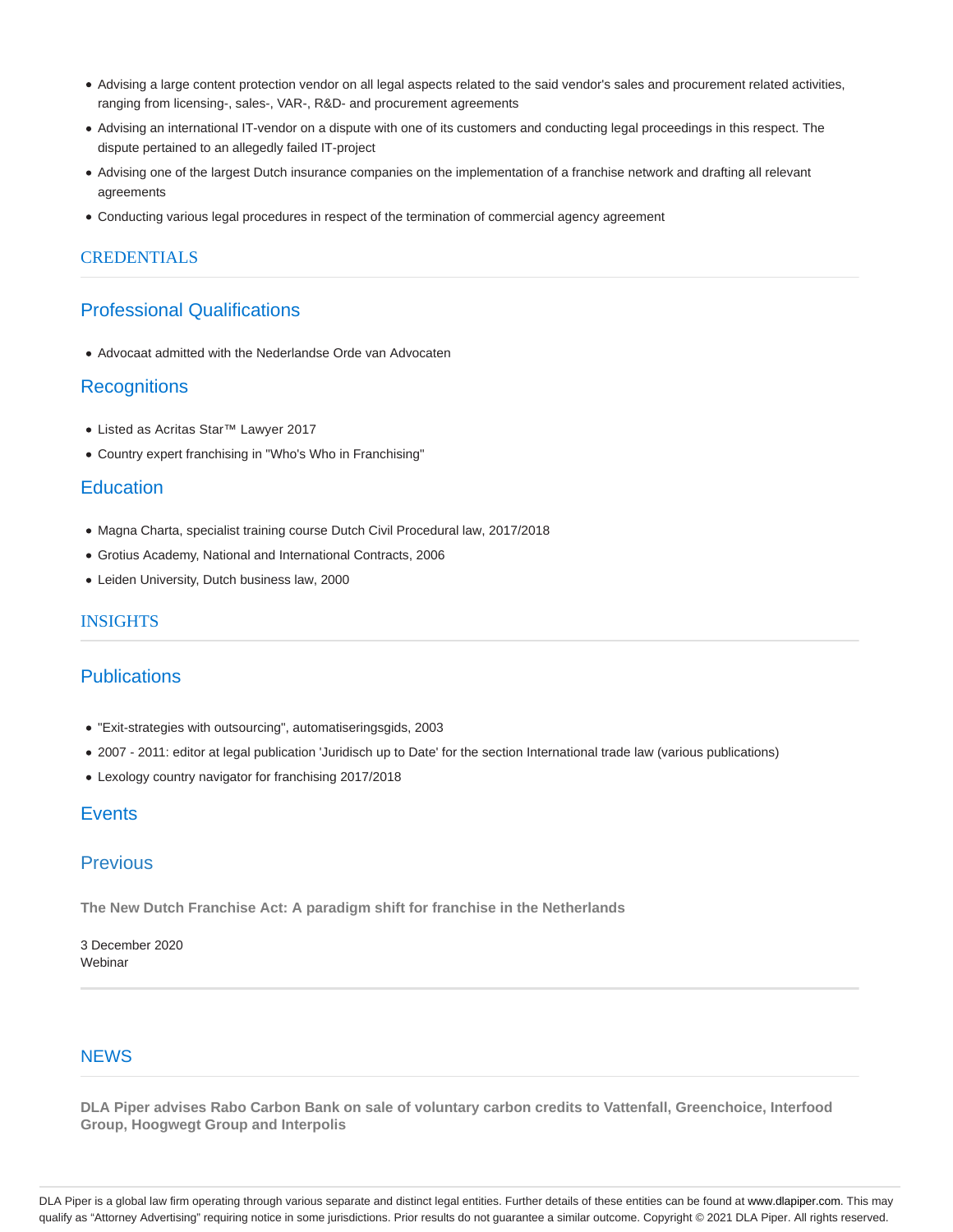- Advising a large content protection vendor on all legal aspects related to the said vendor's sales and procurement related activities, ranging from licensing-, sales-, VAR-, R&D- and procurement agreements
- Advising an international IT-vendor on a dispute with one of its customers and conducting legal proceedings in this respect. The dispute pertained to an allegedly failed IT-project
- Advising one of the largest Dutch insurance companies on the implementation of a franchise network and drafting all relevant agreements
- Conducting various legal procedures in respect of the termination of commercial agency agreement

## CREDENTIALS

### Professional Qualifications

- Advocaat admitted with the Nederlandse Orde van Advocaten

### Recognitions

- Listed as Acritas Star™ Lawyer 2017
- Country expert franchising in "Who's Who in Franchising"

### Education

- Magna Charta, specialist training course Dutch Civil Procedural law, 2017/2018
- Grotius Academy, National and International Contracts, 2006
- Leiden University, Dutch business law, 2000

## INSIGHTS

### Publications

- "Exit-strategies with outsourcing", automatiseringsgids, 2003
- 2007 - 2011: editor at legal publication 'Juridisch up to Date' for the section International trade law (various publications)
- Lexology country navigator for franchising 2017/2018

### Events

### Previous

**The New Dutch Franchise Act: A paradigm shift for franchise in the Netherlands**

3 December 2020
Webinar

## NEWS

**DLA Piper advises Rabo Carbon Bank on sale of voluntary carbon credits to Vattenfall, Greenchoice, Interfood Group, Hoogwegt Group and Interpolis**

DLA Piper is a global law firm operating through various separate and distinct legal entities. Further details of these entities can be found at www.dlapiper.com. This may qualify as "Attorney Advertising" requiring notice in some jurisdictions. Prior results do not guarantee a similar outcome. Copyright © 2021 DLA Piper. All rights reserved.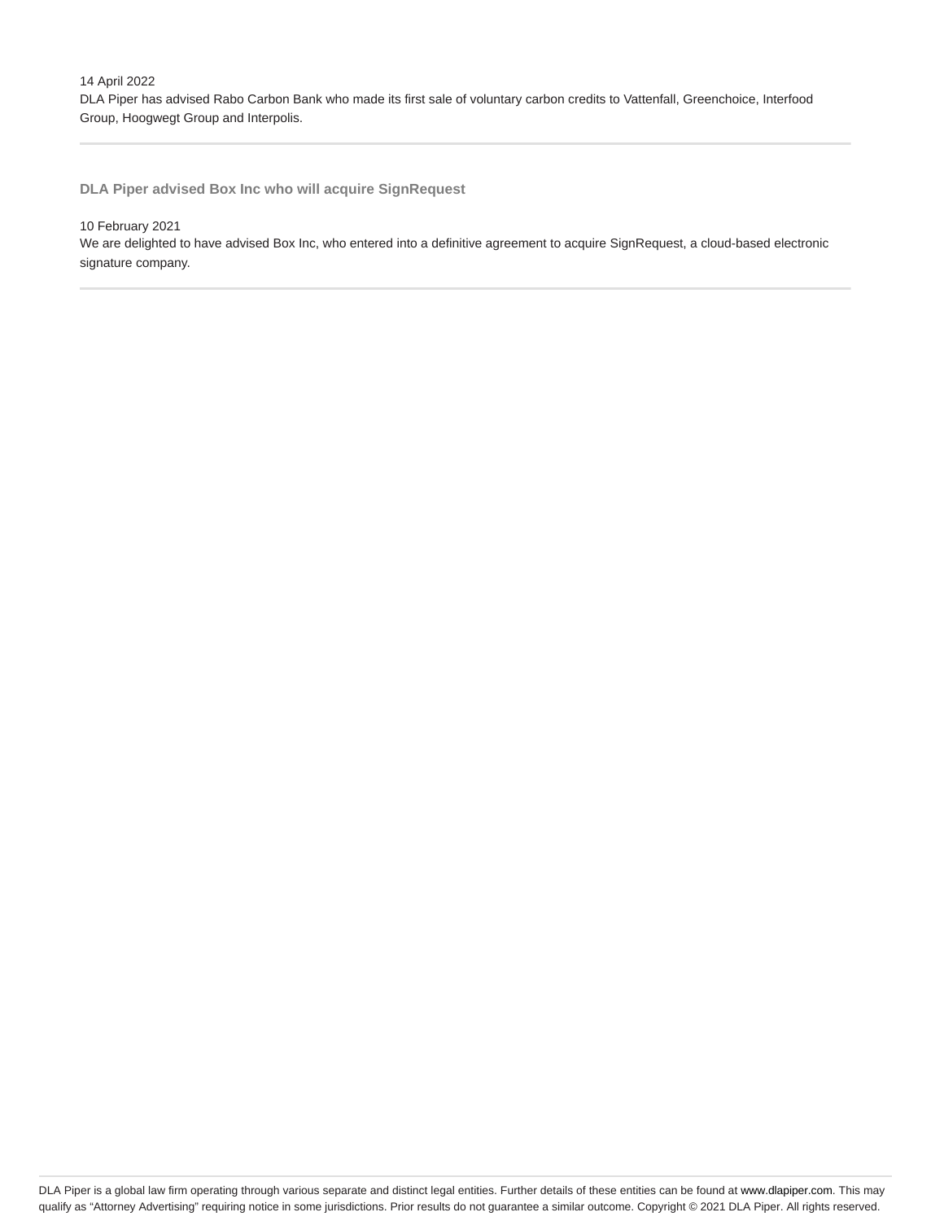14 April 2022
DLA Piper has advised Rabo Carbon Bank who made its first sale of voluntary carbon credits to Vattenfall, Greenchoice, Interfood Group, Hoogwegt Group and Interpolis.

---

**DLA Piper advised Box Inc who will acquire SignRequest**

10 February 2021
We are delighted to have advised Box Inc, who entered into a definitive agreement to acquire SignRequest, a cloud-based electronic signature company.

---

DLA Piper is a global law firm operating through various separate and distinct legal entities. Further details of these entities can be found at www.dlapiper.com. This may qualify as “Attorney Advertising” requiring notice in some jurisdictions. Prior results do not guarantee a similar outcome. Copyright © 2021 DLA Piper. All rights reserved.